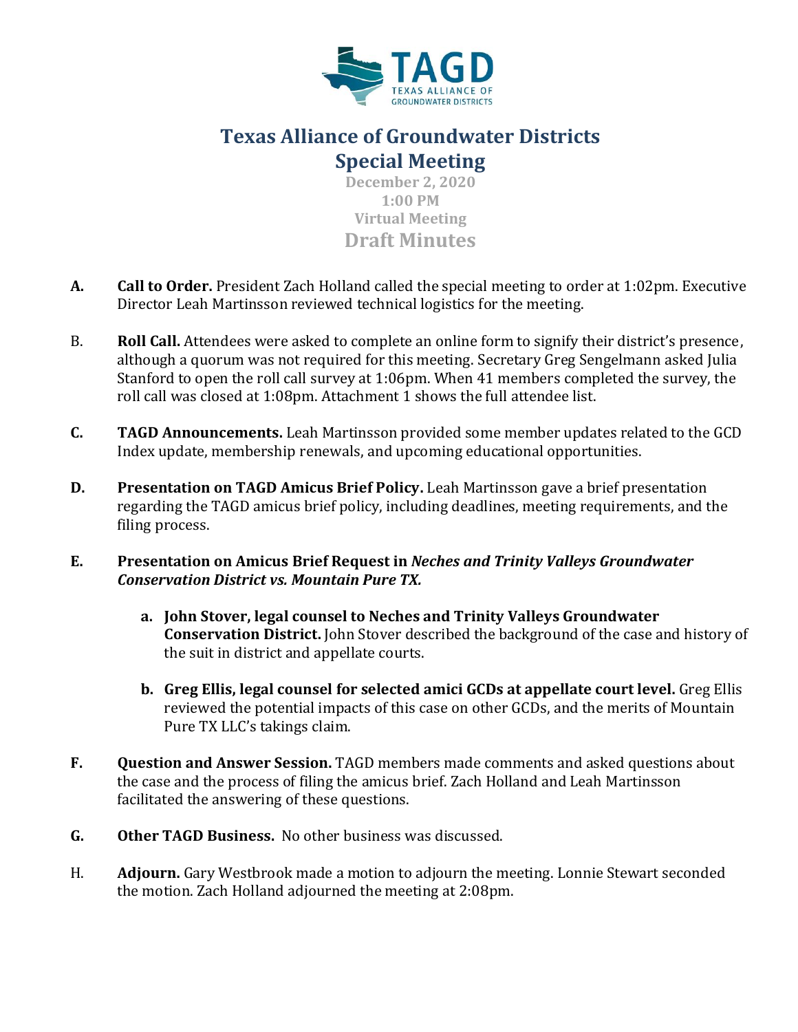# Texas Alliance of Groundwater Districts

## Special Meeting

**December 2, 2020**
**1:00 PM**
**Virtual Meeting**

## Draft Minutes

**A.** **Call to Order.** President Zach Holland called the special meeting to order at 1:02pm. Executive Director Leah Martinsson reviewed technical logistics for the meeting.

B. **Roll Call.** Attendees were asked to complete an online form to signify their district's presence, although a quorum was not required for this meeting. Secretary Greg Sengelmann asked Julia Stanford to open the roll call survey at 1:06pm. When 41 members completed the survey, the roll call was closed at 1:08pm. Attachment 1 shows the full attendee list.

**C.** **TAGD Announcements.** Leah Martinsson provided some member updates related to the GCD Index update, membership renewals, and upcoming educational opportunities.

**D.** **Presentation on TAGD Amicus Brief Policy.** Leah Martinsson gave a brief presentation regarding the TAGD amicus brief policy, including deadlines, meeting requirements, and the filing process.

**E.** **Presentation on Amicus Brief Request in *Neches and Trinity Valleys Groundwater Conservation District vs. Mountain Pure TX.***

a. **John Stover, legal counsel to Neches and Trinity Valleys Groundwater Conservation District.** John Stover described the background of the case and history of the suit in district and appellate courts.

b. **Greg Ellis, legal counsel for selected amici GCDs at appellate court level.** Greg Ellis reviewed the potential impacts of this case on other GCDs, and the merits of Mountain Pure TX LLC's takings claim.

**F.** **Question and Answer Session.** TAGD members made comments and asked questions about the case and the process of filing the amicus brief. Zach Holland and Leah Martinsson facilitated the answering of these questions.

**G.** **Other TAGD Business.** No other business was discussed.

H. **Adjourn.** Gary Westbrook made a motion to adjourn the meeting. Lonnie Stewart seconded the motion. Zach Holland adjourned the meeting at 2:08pm.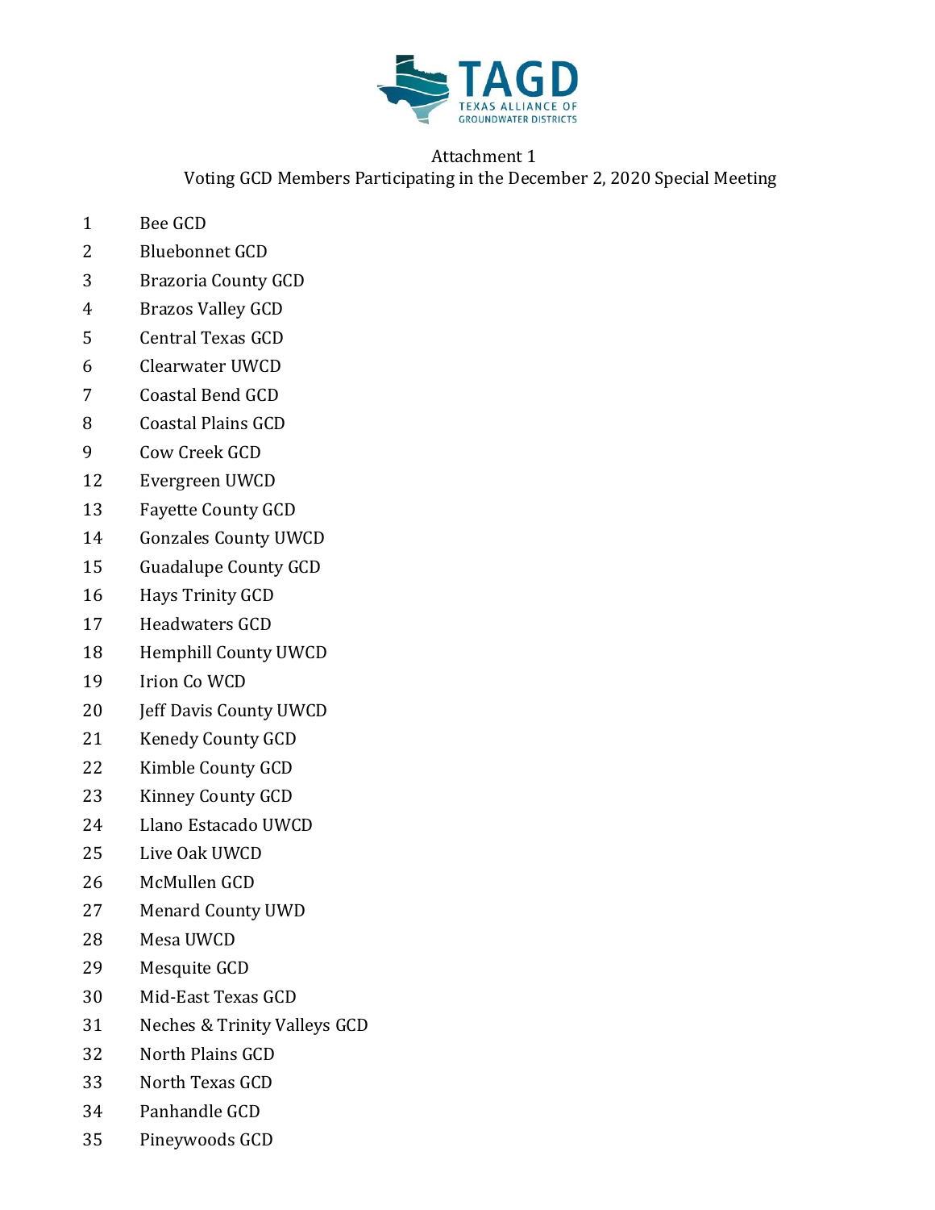TAGD
TEXAS ALLIANCE OF GROUNDWATER DISTRICTS

Attachment 1
Voting GCD Members Participating in the December 2, 2020 Special Meeting

| | |
|---|---|
| 1 | Bee GCD |
| 2 | Bluebonnet GCD |
| 3 | Brazoria County GCD |
| 4 | Brazos Valley GCD |
| 5 | Central Texas GCD |
| 6 | Clearwater UWCD |
| 7 | Coastal Bend GCD |
| 8 | Coastal Plains GCD |
| 9 | Cow Creek GCD |
| 12 | Evergreen UWCD |
| 13 | Fayette County GCD |
| 14 | Gonzales County UWCD |
| 15 | Guadalupe County GCD |
| 16 | Hays Trinity GCD |
| 17 | Headwaters GCD |
| 18 | Hemphill County UWCD |
| 19 | Irion Co WCD |
| 20 | Jeff Davis County UWCD |
| 21 | Kenedy County GCD |
| 22 | Kimble County GCD |
| 23 | Kinney County GCD |
| 24 | Llano Estacado UWCD |
| 25 | Live Oak UWCD |
| 26 | McMullen GCD |
| 27 | Menard County UWD |
| 28 | Mesa UWCD |
| 29 | Mesquite GCD |
| 30 | Mid-East Texas GCD |
| 31 | Neches & Trinity Valleys GCD |
| 32 | North Plains GCD |
| 33 | North Texas GCD |
| 34 | Panhandle GCD |
| 35 | Pineywoods GCD |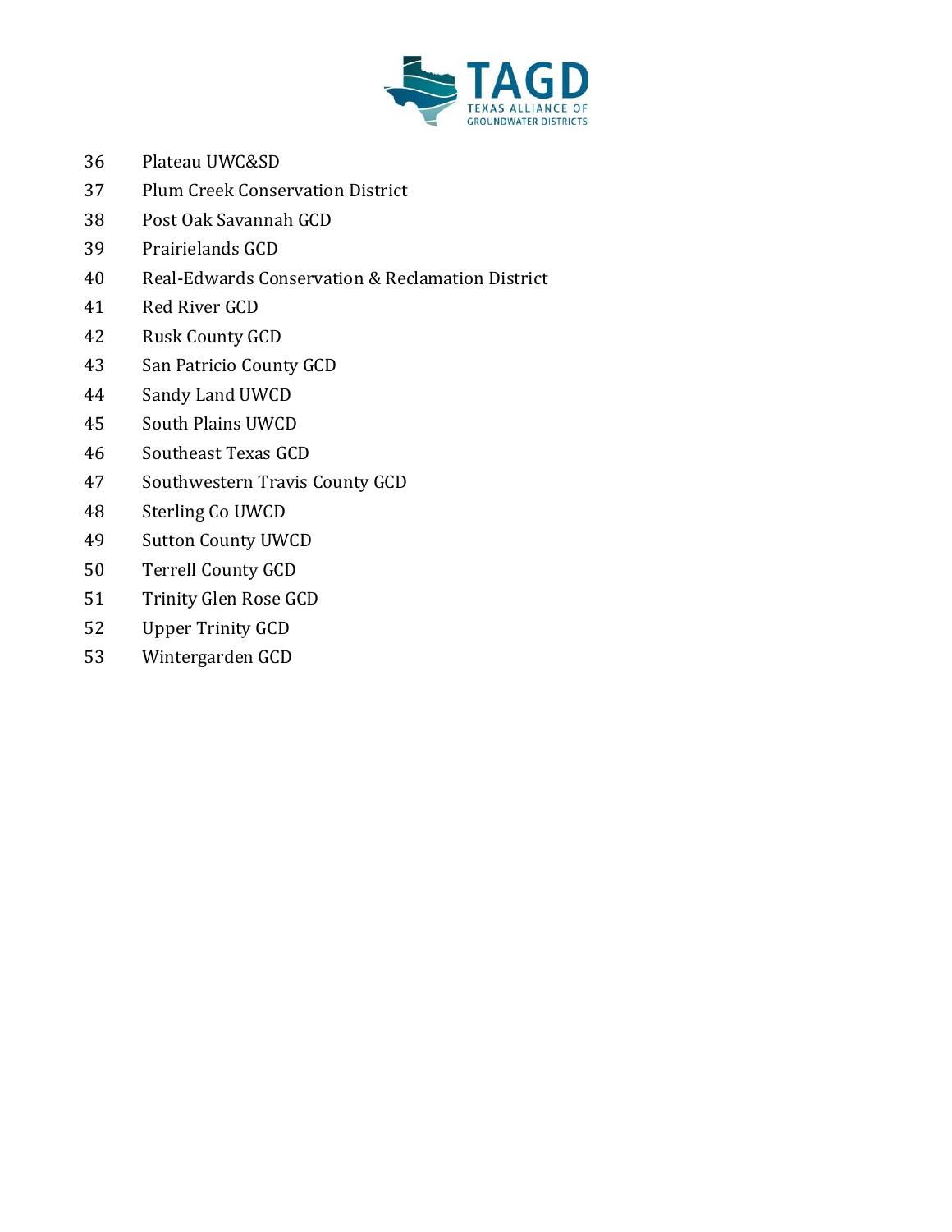36 Plateau UWC&SD
37 Plum Creek Conservation District
38 Post Oak Savannah GCD
39 Prairielands GCD
40 Real-Edwards Conservation & Reclamation District
41 Red River GCD
42 Rusk County GCD
43 San Patricio County GCD
44 Sandy Land UWCD
45 South Plains UWCD
46 Southeast Texas GCD
47 Southwestern Travis County GCD
48 Sterling Co UWCD
49 Sutton County UWCD
50 Terrell County GCD
51 Trinity Glen Rose GCD
52 Upper Trinity GCD
53 Wintergarden GCD